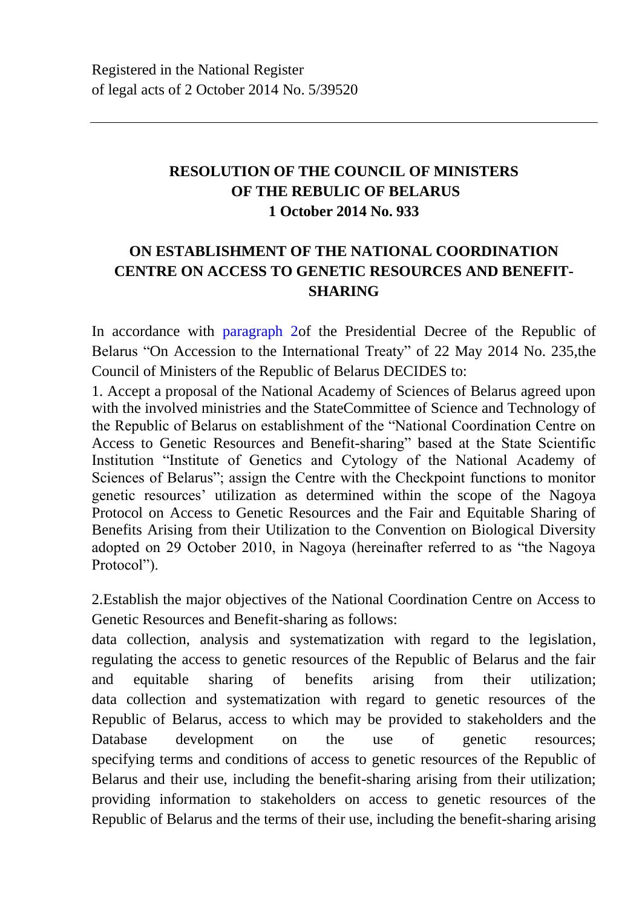Registered in the National Register
of legal acts of 2 October 2014 No. 5/39520

---

## RESOLUTION OF THE COUNCIL OF MINISTERS OF THE REBULIC OF BELARUS 1 October 2014 No. 933

## ON ESTABLISHMENT OF THE NATIONAL COORDINATION CENTRE ON ACCESS TO GENETIC RESOURCES AND BENEFIT-SHARING

In accordance with paragraph 2of the Presidential Decree of the Republic of Belarus "On Accession to the International Treaty" of 22 May 2014 No. 235,the Council of Ministers of the Republic of Belarus DECIDES to:

1. Accept a proposal of the National Academy of Sciences of Belarus agreed upon with the involved ministries and the StateCommittee of Science and Technology of the Republic of Belarus on establishment of the "National Coordination Centre on Access to Genetic Resources and Benefit-sharing" based at the State Scientific Institution "Institute of Genetics and Cytology of the National Academy of Sciences of Belarus"; assign the Centre with the Checkpoint functions to monitor genetic resources' utilization as determined within the scope of the Nagoya Protocol on Access to Genetic Resources and the Fair and Equitable Sharing of Benefits Arising from their Utilization to the Convention on Biological Diversity adopted on 29 October 2010, in Nagoya (hereinafter referred to as "the Nagoya Protocol").

2.Establish the major objectives of the National Coordination Centre on Access to Genetic Resources and Benefit-sharing as follows:

data collection, analysis and systematization with regard to the legislation, regulating the access to genetic resources of the Republic of Belarus and the fair and equitable sharing of benefits arising from their utilization;
data collection and systematization with regard to genetic resources of the Republic of Belarus, access to which may be provided to stakeholders and the Database development on the use of genetic resources;
specifying terms and conditions of access to genetic resources of the Republic of Belarus and their use, including the benefit-sharing arising from their utilization;
providing information to stakeholders on access to genetic resources of the Republic of Belarus and the terms of their use, including the benefit-sharing arising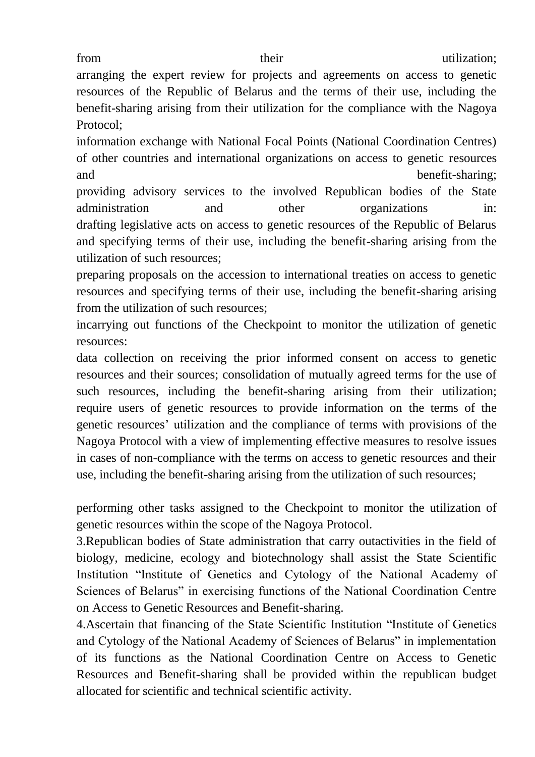from their utilization;

arranging the expert review for projects and agreements on access to genetic resources of the Republic of Belarus and the terms of their use, including the benefit-sharing arising from their utilization for the compliance with the Nagoya Protocol;

information exchange with National Focal Points (National Coordination Centres) of other countries and international organizations on access to genetic resources and benefit-sharing;

providing advisory services to the involved Republican bodies of the State administration and other organizations in:

drafting legislative acts on access to genetic resources of the Republic of Belarus and specifying terms of their use, including the benefit-sharing arising from the utilization of such resources;

preparing proposals on the accession to international treaties on access to genetic resources and specifying terms of their use, including the benefit-sharing arising from the utilization of such resources;

incarrying out functions of the Checkpoint to monitor the utilization of genetic resources:

data collection on receiving the prior informed consent on access to genetic resources and their sources; consolidation of mutually agreed terms for the use of such resources, including the benefit-sharing arising from their utilization; require users of genetic resources to provide information on the terms of the genetic resources' utilization and the compliance of terms with provisions of the Nagoya Protocol with a view of implementing effective measures to resolve issues in cases of non-compliance with the terms on access to genetic resources and their use, including the benefit-sharing arising from the utilization of such resources;

performing other tasks assigned to the Checkpoint to monitor the utilization of genetic resources within the scope of the Nagoya Protocol.

3.Republican bodies of State administration that carry outactivities in the field of biology, medicine, ecology and biotechnology shall assist the State Scientific Institution "Institute of Genetics and Cytology of the National Academy of Sciences of Belarus" in exercising functions of the National Coordination Centre on Access to Genetic Resources and Benefit-sharing.

4.Ascertain that financing of the State Scientific Institution "Institute of Genetics and Cytology of the National Academy of Sciences of Belarus" in implementation of its functions as the National Coordination Centre on Access to Genetic Resources and Benefit-sharing shall be provided within the republican budget allocated for scientific and technical scientific activity.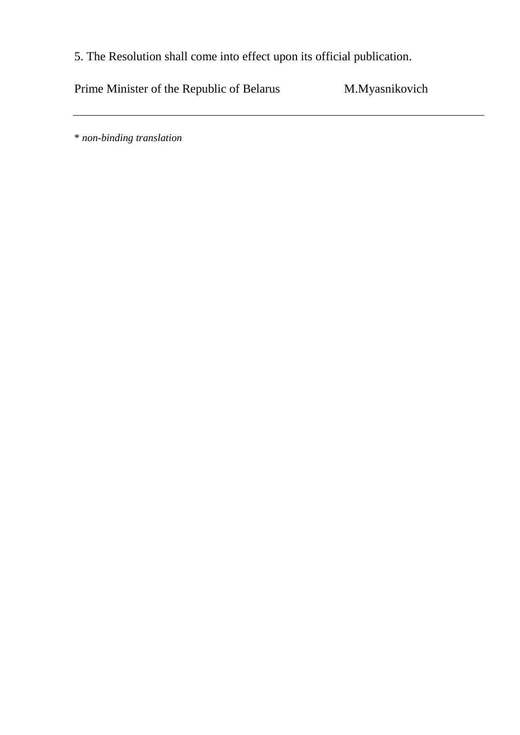5. The Resolution shall come into effect upon its official publication.

Prime Minister of the Republic of Belarus M.Myasnikovich

---

* *non-binding translation*